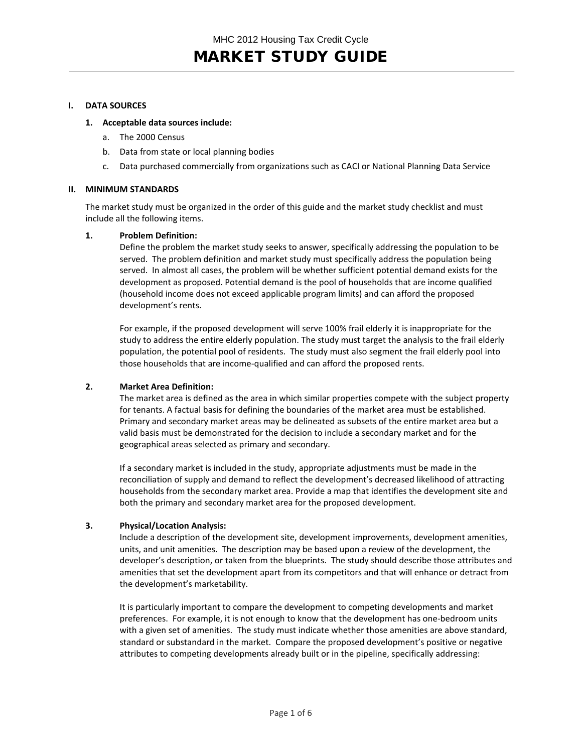MHC 2012 Housing Tax Credit Cycle

# MARKET STUDY GUIDE

## I. DATA SOURCES

### 1. Acceptable data sources include:

a. The 2000 Census

b. Data from state or local planning bodies

c. Data purchased commercially from organizations such as CACI or National Planning Data Service

## II. MINIMUM STANDARDS

The market study must be organized in the order of this guide and the market study checklist and must include all the following items.

### 1. Problem Definition:

Define the problem the market study seeks to answer, specifically addressing the population to be served. The problem definition and market study must specifically address the population being served. In almost all cases, the problem will be whether sufficient potential demand exists for the development as proposed. Potential demand is the pool of households that are income qualified (household income does not exceed applicable program limits) and can afford the proposed development's rents.

For example, if the proposed development will serve 100% frail elderly it is inappropriate for the study to address the entire elderly population. The study must target the analysis to the frail elderly population, the potential pool of residents. The study must also segment the frail elderly pool into those households that are income-qualified and can afford the proposed rents.

### 2. Market Area Definition:

The market area is defined as the area in which similar properties compete with the subject property for tenants. A factual basis for defining the boundaries of the market area must be established. Primary and secondary market areas may be delineated as subsets of the entire market area but a valid basis must be demonstrated for the decision to include a secondary market and for the geographical areas selected as primary and secondary.

If a secondary market is included in the study, appropriate adjustments must be made in the reconciliation of supply and demand to reflect the development's decreased likelihood of attracting households from the secondary market area. Provide a map that identifies the development site and both the primary and secondary market area for the proposed development.

### 3. Physical/Location Analysis:

Include a description of the development site, development improvements, development amenities, units, and unit amenities. The description may be based upon a review of the development, the developer's description, or taken from the blueprints. The study should describe those attributes and amenities that set the development apart from its competitors and that will enhance or detract from the development's marketability.

It is particularly important to compare the development to competing developments and market preferences. For example, it is not enough to know that the development has one-bedroom units with a given set of amenities. The study must indicate whether those amenities are above standard, standard or substandard in the market. Compare the proposed development's positive or negative attributes to competing developments already built or in the pipeline, specifically addressing: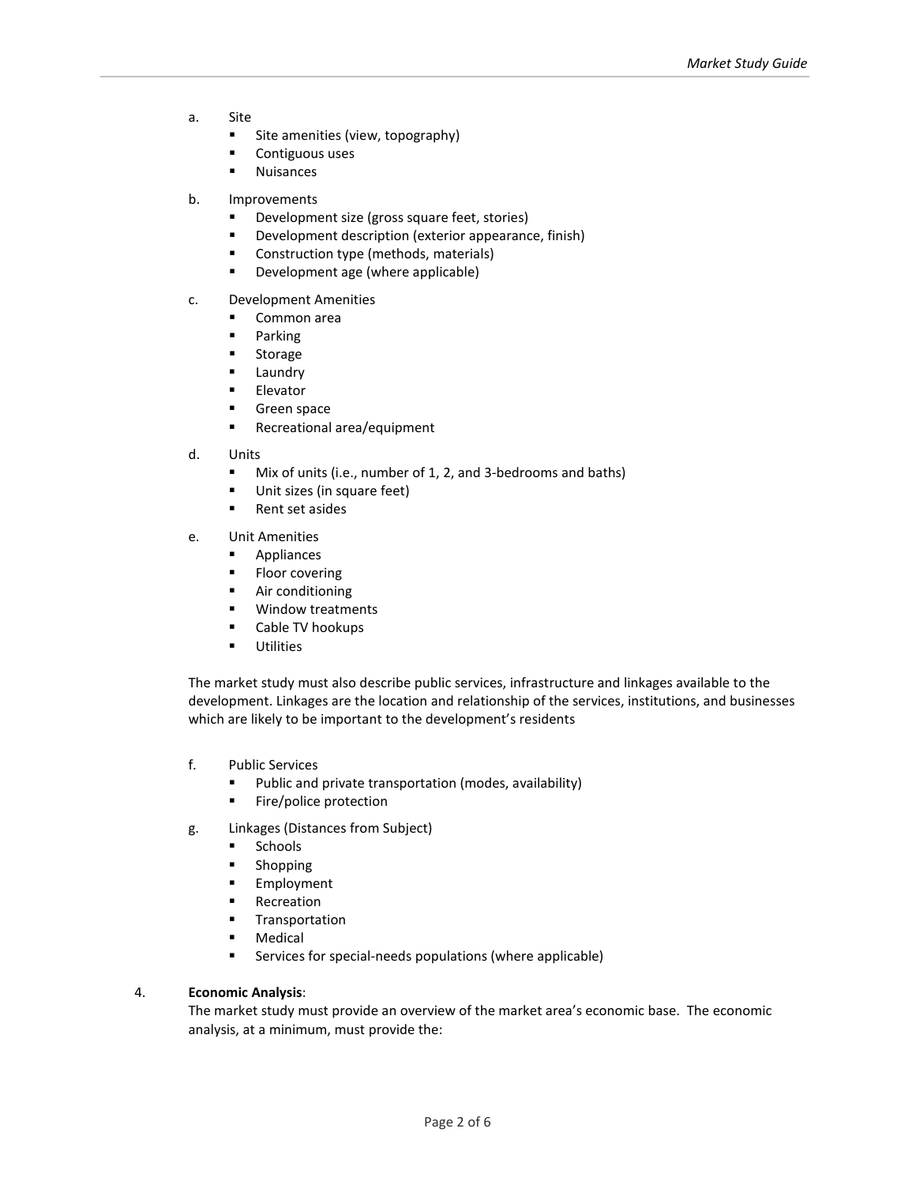a. Site
   - Site amenities (view, topography)
   - Contiguous uses
   - Nuisances

b. Improvements
   - Development size (gross square feet, stories)
   - Development description (exterior appearance, finish)
   - Construction type (methods, materials)
   - Development age (where applicable)

c. Development Amenities
   - Common area
   - Parking
   - Storage
   - Laundry
   - Elevator
   - Green space
   - Recreational area/equipment

d. Units
   - Mix of units (i.e., number of 1, 2, and 3-bedrooms and baths)
   - Unit sizes (in square feet)
   - Rent set asides

e. Unit Amenities
   - Appliances
   - Floor covering
   - Air conditioning
   - Window treatments
   - Cable TV hookups
   - Utilities

The market study must also describe public services, infrastructure and linkages available to the development. Linkages are the location and relationship of the services, institutions, and businesses which are likely to be important to the development's residents

f. Public Services
   - Public and private transportation (modes, availability)
   - Fire/police protection

g. Linkages (Distances from Subject)
   - Schools
   - Shopping
   - Employment
   - Recreation
   - Transportation
   - Medical
   - Services for special-needs populations (where applicable)

4. **Economic Analysis**:
   The market study must provide an overview of the market area's economic base. The economic analysis, at a minimum, must provide the: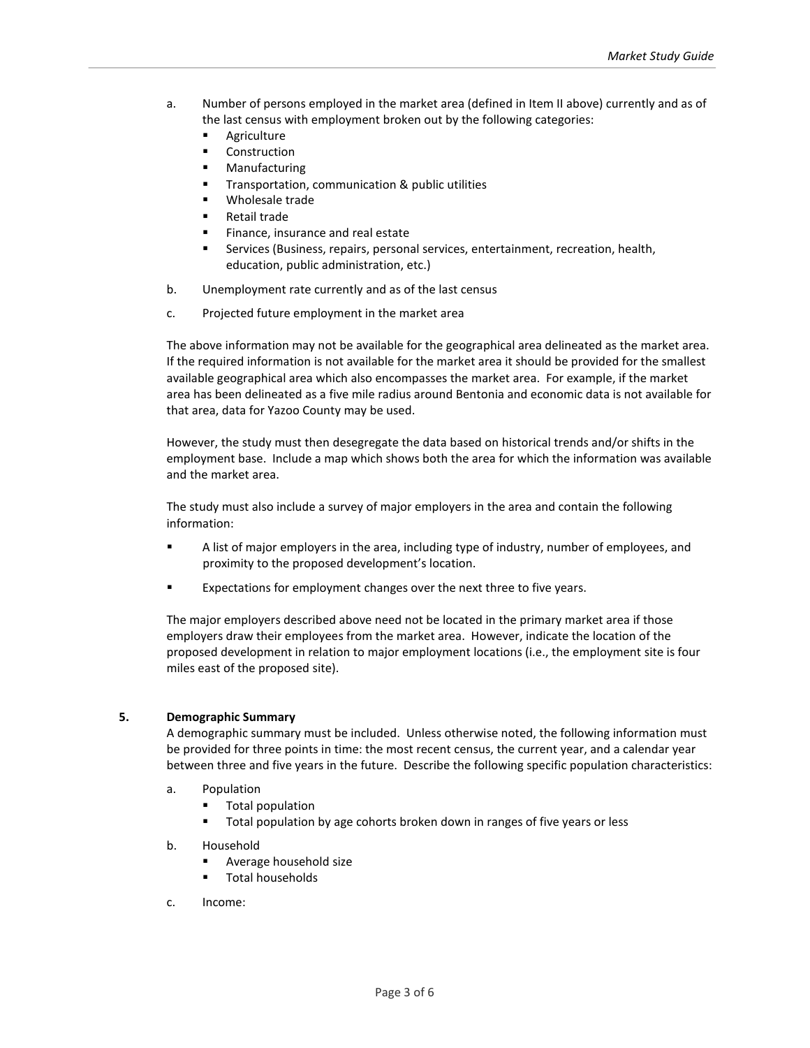a. Number of persons employed in the market area (defined in Item II above) currently and as of the last census with employment broken out by the following categories:
   - Agriculture
   - Construction
   - Manufacturing
   - Transportation, communication & public utilities
   - Wholesale trade
   - Retail trade
   - Finance, insurance and real estate
   - Services (Business, repairs, personal services, entertainment, recreation, health, education, public administration, etc.)

b. Unemployment rate currently and as of the last census

c. Projected future employment in the market area

The above information may not be available for the geographical area delineated as the market area. If the required information is not available for the market area it should be provided for the smallest available geographical area which also encompasses the market area. For example, if the market area has been delineated as a five mile radius around Bentonia and economic data is not available for that area, data for Yazoo County may be used.

However, the study must then desegregate the data based on historical trends and/or shifts in the employment base. Include a map which shows both the area for which the information was available and the market area.

The study must also include a survey of major employers in the area and contain the following information:

- A list of major employers in the area, including type of industry, number of employees, and proximity to the proposed development's location.
- Expectations for employment changes over the next three to five years.

The major employers described above need not be located in the primary market area if those employers draw their employees from the market area. However, indicate the location of the proposed development in relation to major employment locations (i.e., the employment site is four miles east of the proposed site).

**5. Demographic Summary**

A demographic summary must be included. Unless otherwise noted, the following information must be provided for three points in time: the most recent census, the current year, and a calendar year between three and five years in the future. Describe the following specific population characteristics:

a. Population
   - Total population
   - Total population by age cohorts broken down in ranges of five years or less

b. Household
   - Average household size
   - Total households

c. Income: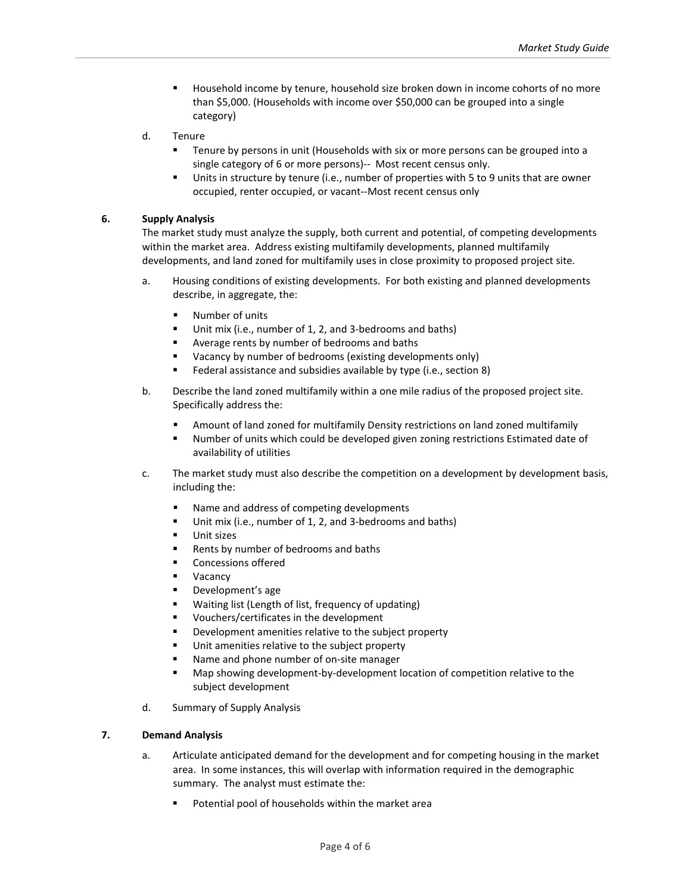- Household income by tenure, household size broken down in income cohorts of no more than $5,000. (Households with income over $50,000 can be grouped into a single category)

d. Tenure
- Tenure by persons in unit (Households with six or more persons can be grouped into a single category of 6 or more persons)-- Most recent census only.
- Units in structure by tenure (i.e., number of properties with 5 to 9 units that are owner occupied, renter occupied, or vacant--Most recent census only

**6. Supply Analysis**

The market study must analyze the supply, both current and potential, of competing developments within the market area. Address existing multifamily developments, planned multifamily developments, and land zoned for multifamily uses in close proximity to proposed project site.

a. Housing conditions of existing developments. For both existing and planned developments describe, in aggregate, the:

- Number of units
- Unit mix (i.e., number of 1, 2, and 3-bedrooms and baths)
- Average rents by number of bedrooms and baths
- Vacancy by number of bedrooms (existing developments only)
- Federal assistance and subsidies available by type (i.e., section 8)

b. Describe the land zoned multifamily within a one mile radius of the proposed project site. Specifically address the:

- Amount of land zoned for multifamily Density restrictions on land zoned multifamily
- Number of units which could be developed given zoning restrictions Estimated date of availability of utilities

c. The market study must also describe the competition on a development by development basis, including the:

- Name and address of competing developments
- Unit mix (i.e., number of 1, 2, and 3-bedrooms and baths)
- Unit sizes
- Rents by number of bedrooms and baths
- Concessions offered
- Vacancy
- Development's age
- Waiting list (Length of list, frequency of updating)
- Vouchers/certificates in the development
- Development amenities relative to the subject property
- Unit amenities relative to the subject property
- Name and phone number of on-site manager
- Map showing development-by-development location of competition relative to the subject development

d. Summary of Supply Analysis

**7. Demand Analysis**

a. Articulate anticipated demand for the development and for competing housing in the market area. In some instances, this will overlap with information required in the demographic summary. The analyst must estimate the:

- Potential pool of households within the market area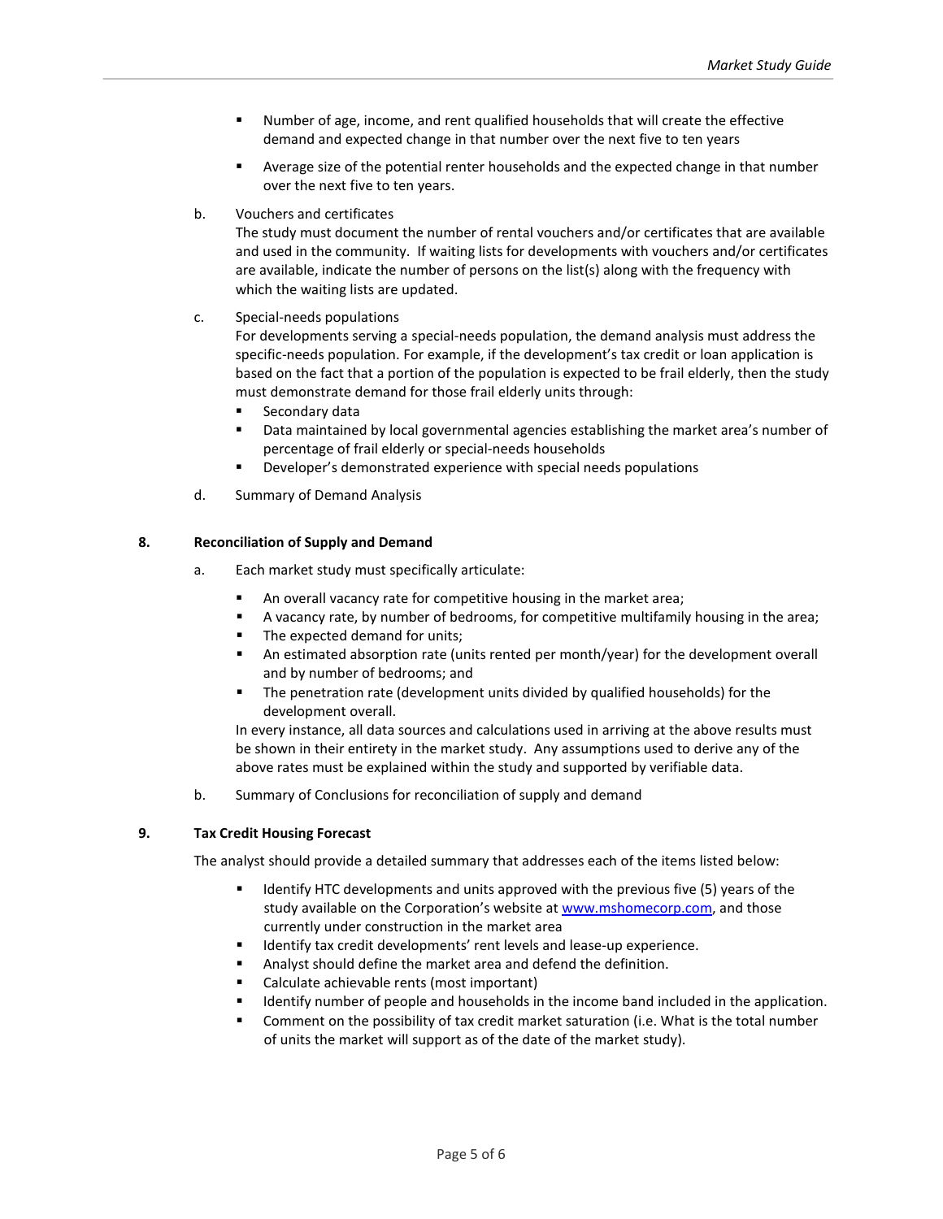- Number of age, income, and rent qualified households that will create the effective demand and expected change in that number over the next five to ten years
- Average size of the potential renter households and the expected change in that number over the next five to ten years.

b. Vouchers and certificates

The study must document the number of rental vouchers and/or certificates that are available and used in the community. If waiting lists for developments with vouchers and/or certificates are available, indicate the number of persons on the list(s) along with the frequency with which the waiting lists are updated.

c. Special-needs populations

For developments serving a special-needs population, the demand analysis must address the specific-needs population. For example, if the development's tax credit or loan application is based on the fact that a portion of the population is expected to be frail elderly, then the study must demonstrate demand for those frail elderly units through:

- Secondary data
- Data maintained by local governmental agencies establishing the market area's number of percentage of frail elderly or special-needs households
- Developer's demonstrated experience with special needs populations

d. Summary of Demand Analysis

## 8. Reconciliation of Supply and Demand

a. Each market study must specifically articulate:

- An overall vacancy rate for competitive housing in the market area;
- A vacancy rate, by number of bedrooms, for competitive multifamily housing in the area;
- The expected demand for units;
- An estimated absorption rate (units rented per month/year) for the development overall and by number of bedrooms; and
- The penetration rate (development units divided by qualified households) for the development overall.

In every instance, all data sources and calculations used in arriving at the above results must be shown in their entirety in the market study. Any assumptions used to derive any of the above rates must be explained within the study and supported by verifiable data.

b. Summary of Conclusions for reconciliation of supply and demand

## 9. Tax Credit Housing Forecast

The analyst should provide a detailed summary that addresses each of the items listed below:

- Identify HTC developments and units approved with the previous five (5) years of the study available on the Corporation's website at [www.mshomecorp.com](http://www.mshomecorp.com), and those currently under construction in the market area
- Identify tax credit developments' rent levels and lease-up experience.
- Analyst should define the market area and defend the definition.
- Calculate achievable rents (most important)
- Identify number of people and households in the income band included in the application.
- Comment on the possibility of tax credit market saturation (i.e. What is the total number of units the market will support as of the date of the market study).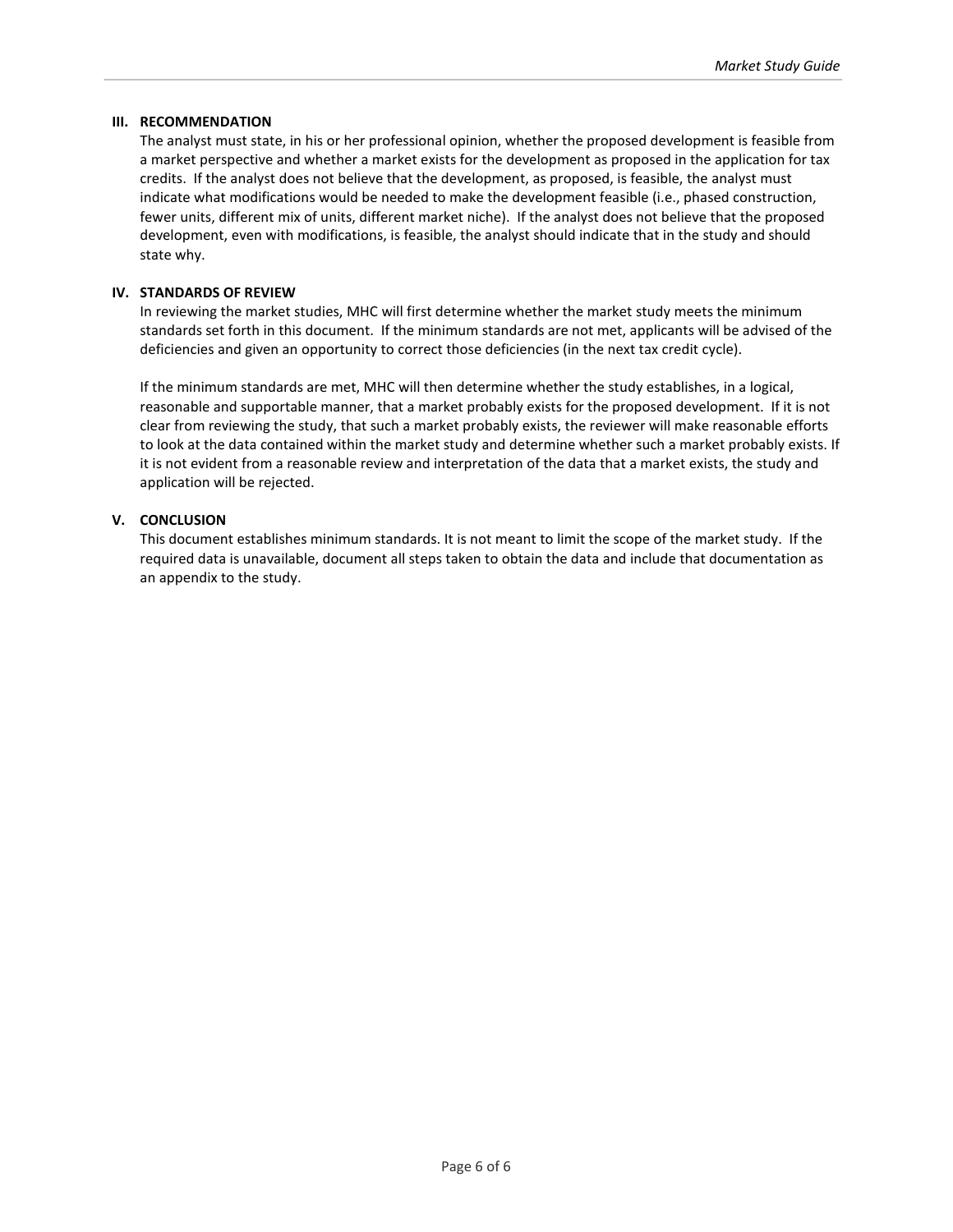## III. RECOMMENDATION

The analyst must state, in his or her professional opinion, whether the proposed development is feasible from a market perspective and whether a market exists for the development as proposed in the application for tax credits. If the analyst does not believe that the development, as proposed, is feasible, the analyst must indicate what modifications would be needed to make the development feasible (i.e., phased construction, fewer units, different mix of units, different market niche). If the analyst does not believe that the proposed development, even with modifications, is feasible, the analyst should indicate that in the study and should state why.

## IV. STANDARDS OF REVIEW

In reviewing the market studies, MHC will first determine whether the market study meets the minimum standards set forth in this document. If the minimum standards are not met, applicants will be advised of the deficiencies and given an opportunity to correct those deficiencies (in the next tax credit cycle).

If the minimum standards are met, MHC will then determine whether the study establishes, in a logical, reasonable and supportable manner, that a market probably exists for the proposed development. If it is not clear from reviewing the study, that such a market probably exists, the reviewer will make reasonable efforts to look at the data contained within the market study and determine whether such a market probably exists. If it is not evident from a reasonable review and interpretation of the data that a market exists, the study and application will be rejected.

## V. CONCLUSION

This document establishes minimum standards. It is not meant to limit the scope of the market study. If the required data is unavailable, document all steps taken to obtain the data and include that documentation as an appendix to the study.